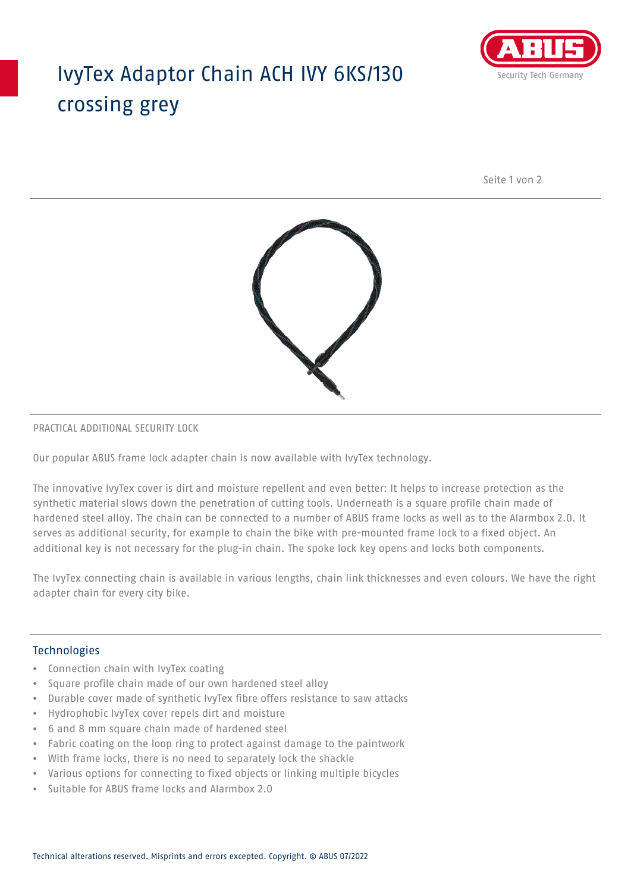# IvyTex Adaptor Chain ACH IVY 6KS/130 crossing grey

PRACTICAL ADDITIONAL SECURITY LOCK

Our popular ABUS frame lock adapter chain is now available with IvyTex technology.

The innovative IvyTex cover is dirt and moisture repellent and even better: It helps to increase protection as the synthetic material slows down the penetration of cutting tools. Underneath is a square profile chain made of hardened steel alloy. The chain can be connected to a number of ABUS frame locks as well as to the Alarmbox 2.0. It serves as additional security, for example to chain the bike with pre-mounted frame lock to a fixed object. An additional key is not necessary for the plug-in chain. The spoke lock key opens and locks both components.

The IvyTex connecting chain is available in various lengths, chain link thicknesses and even colours. We have the right adapter chain for every city bike.

## Technologies

- Connection chain with IvyTex coating
- Square profile chain made of our own hardened steel alloy
- Durable cover made of synthetic IvyTex fibre offers resistance to saw attacks
- Hydrophobic IvyTex cover repels dirt and moisture
- 6 and 8 mm square chain made of hardened steel
- Fabric coating on the loop ring to protect against damage to the paintwork
- With frame locks, there is no need to separately lock the shackle
- Various options for connecting to fixed objects or linking multiple bicycles
- Suitable for ABUS frame locks and Alarmbox 2.0

Technical alterations reserved. Misprints and errors excepted. Copyright. © ABUS 07/2022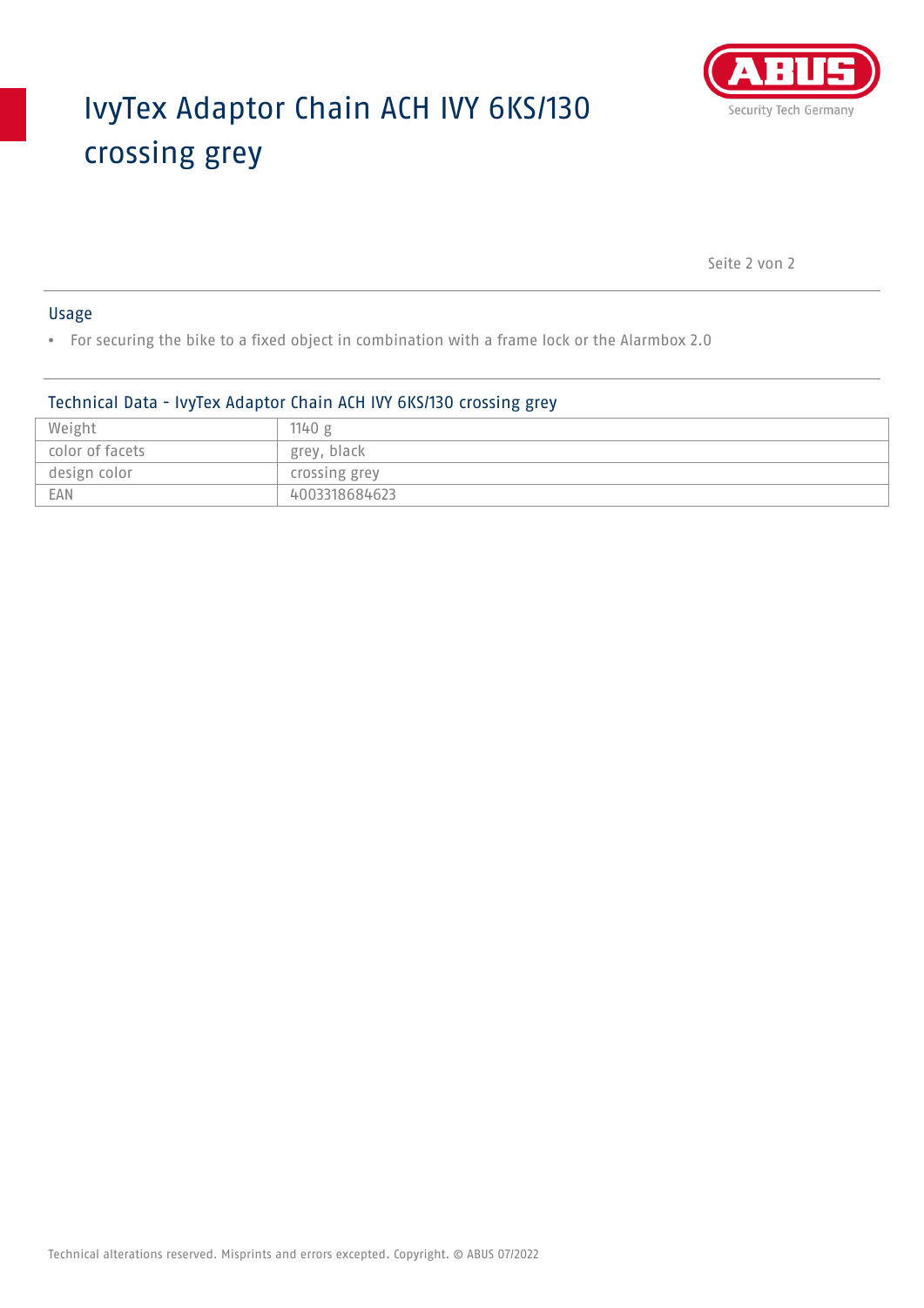# IvyTex Adaptor Chain ACH IVY 6KS/130 crossing grey

## Usage

- For securing the bike to a fixed object in combination with a frame lock or the Alarmbox 2.0

## Technical Data - IvyTex Adaptor Chain ACH IVY 6KS/130 crossing grey

| | |
|---|---|
| Weight | 1140 g |
| color of facets | grey, black |
| design color | crossing grey |
| EAN | 4003318684623 |

Technical alterations reserved. Misprints and errors excepted. Copyright. © ABUS 07/2022